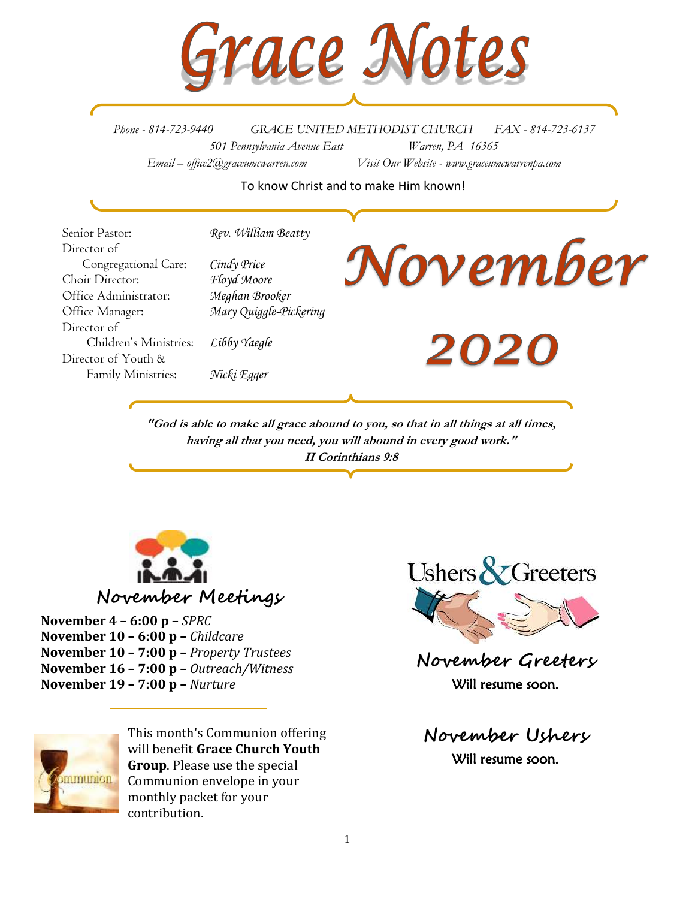# Grace Notes

*Phone - 814-723-9440* *GRACE UNITED METHODIST CHURCH* *FAX - 814-723-6137*

*501 Pennsylvania Avenue East* *Warren, PA 16365*

*Email – office2@graceumcwarren.com* *Visit Our Website - www.graceumcwarrenpa.com*

To know Christ and to make Him known!

| | |
|---|---|
| Senior Pastor: | *Rev. William Beatty* |
| Director of Congregational Care: | *Cindy Price* |
| Choir Director: | *Floyd Moore* |
| Office Administrator: | *Meghan Brooker* |
| Office Manager: | *Mary Quiggle-Pickering* |
| Director of Children's Ministries: | *Libby Yaegle* |
| Director of Youth & Family Ministries: | *Nicki Egger* |

# November 2020

***"God is able to make all grace abound to you, so that in all things at all times, having all that you need, you will abound in every good work."***
***II Corinthians 9:8***

## November Meetings

**November 4 – 6:00 p –** *SPRC*
**November 10 – 6:00 p –** *Childcare*
**November 10 – 7:00 p –** *Property Trustees*
**November 16 – 7:00 p –** *Outreach/Witness*
**November 19 – 7:00 p –** *Nurture*

This month's Communion offering will benefit **Grace Church Youth Group**. Please use the special Communion envelope in your monthly packet for your contribution.

## Ushers & Greeters

### November Greeters

Will resume soon.

### November Ushers

Will resume soon.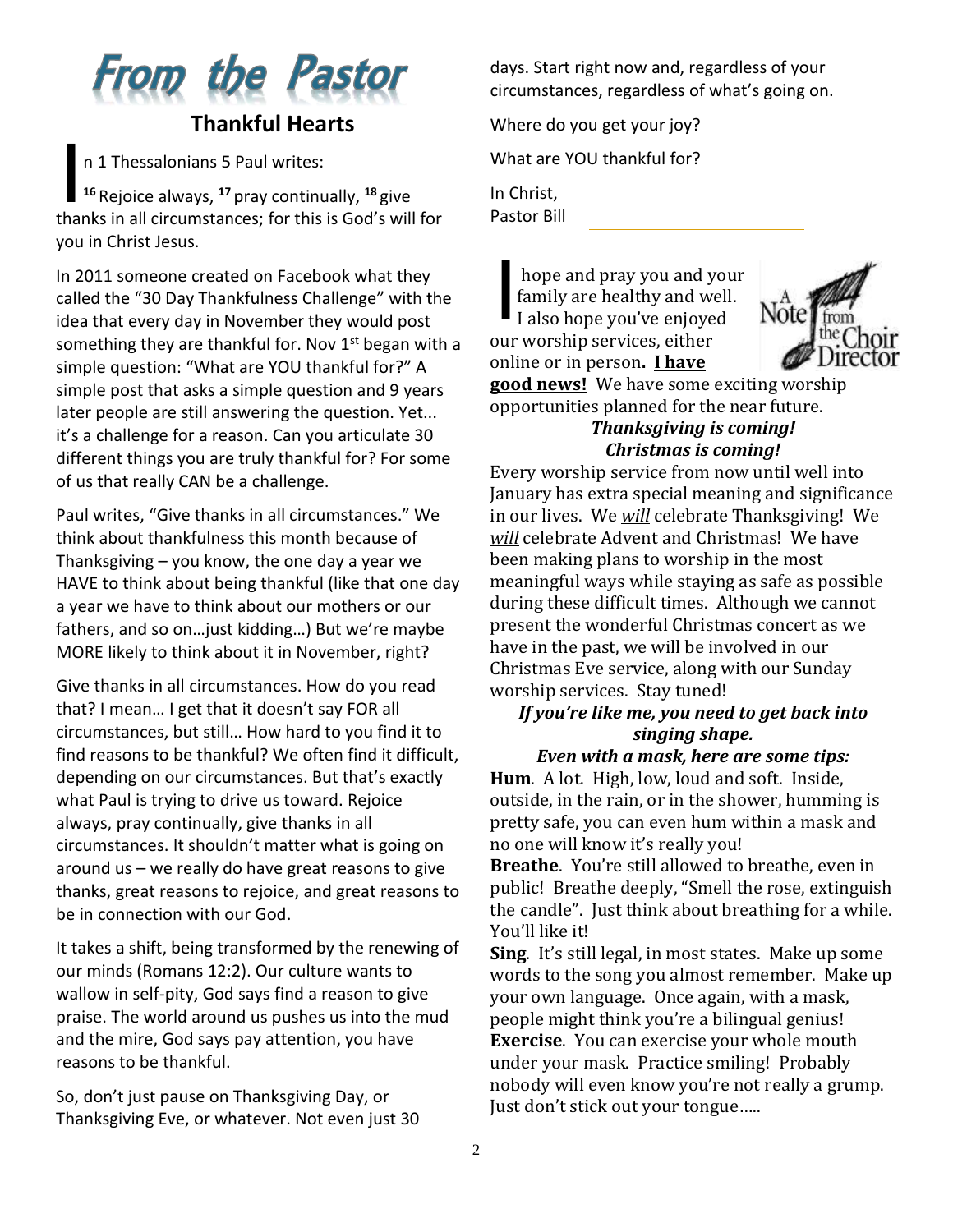# From the Pastor

## Thankful Hearts

In 1 Thessalonians 5 Paul writes:

**16** Rejoice always, **17** pray continually, **18** give thanks in all circumstances; for this is God's will for you in Christ Jesus.

In 2011 someone created on Facebook what they called the "30 Day Thankfulness Challenge" with the idea that every day in November they would post something they are thankful for. Nov 1st began with a simple question: "What are YOU thankful for?" A simple post that asks a simple question and 9 years later people are still answering the question. Yet... it's a challenge for a reason. Can you articulate 30 different things you are truly thankful for? For some of us that really CAN be a challenge.

Paul writes, "Give thanks in all circumstances." We think about thankfulness this month because of Thanksgiving – you know, the one day a year we HAVE to think about being thankful (like that one day a year we have to think about our mothers or our fathers, and so on…just kidding…) But we're maybe MORE likely to think about it in November, right?

Give thanks in all circumstances. How do you read that? I mean… I get that it doesn't say FOR all circumstances, but still… How hard to you find it to find reasons to be thankful? We often find it difficult, depending on our circumstances. But that's exactly what Paul is trying to drive us toward. Rejoice always, pray continually, give thanks in all circumstances. It shouldn't matter what is going on around us – we really do have great reasons to give thanks, great reasons to rejoice, and great reasons to be in connection with our God.

It takes a shift, being transformed by the renewing of our minds (Romans 12:2). Our culture wants to wallow in self-pity, God says find a reason to give praise. The world around us pushes us into the mud and the mire, God says pay attention, you have reasons to be thankful.

So, don't just pause on Thanksgiving Day, or Thanksgiving Eve, or whatever. Not even just 30 days. Start right now and, regardless of your circumstances, regardless of what's going on.

Where do you get your joy?

What are YOU thankful for?

In Christ,
Pastor Bill

---

## A Note from the Choir Director

I hope and pray you and your family are healthy and well. I also hope you've enjoyed our worship services, either online or in person**. <u>I have good news!</u>** We have some exciting worship opportunities planned for the near future.

***Thanksgiving is coming!***
***Christmas is coming!***

Every worship service from now until well into January has extra special meaning and significance in our lives. We *<u>will</u>* celebrate Thanksgiving! We *<u>will</u>* celebrate Advent and Christmas! We have been making plans to worship in the most meaningful ways while staying as safe as possible during these difficult times. Although we cannot present the wonderful Christmas concert as we have in the past, we will be involved in our Christmas Eve service, along with our Sunday worship services. Stay tuned!

***If you're like me, you need to get back into singing shape.***
***Even with a mask, here are some tips:***

**Hum**. A lot. High, low, loud and soft. Inside, outside, in the rain, or in the shower, humming is pretty safe, you can even hum within a mask and no one will know it's really you!

**Breathe**. You're still allowed to breathe, even in public! Breathe deeply, "Smell the rose, extinguish the candle". Just think about breathing for a while. You'll like it!

**Sing**. It's still legal, in most states. Make up some words to the song you almost remember. Make up your own language. Once again, with a mask, people might think you're a bilingual genius!

**Exercise**. You can exercise your whole mouth under your mask. Practice smiling! Probably nobody will even know you're not really a grump. Just don't stick out your tongue…..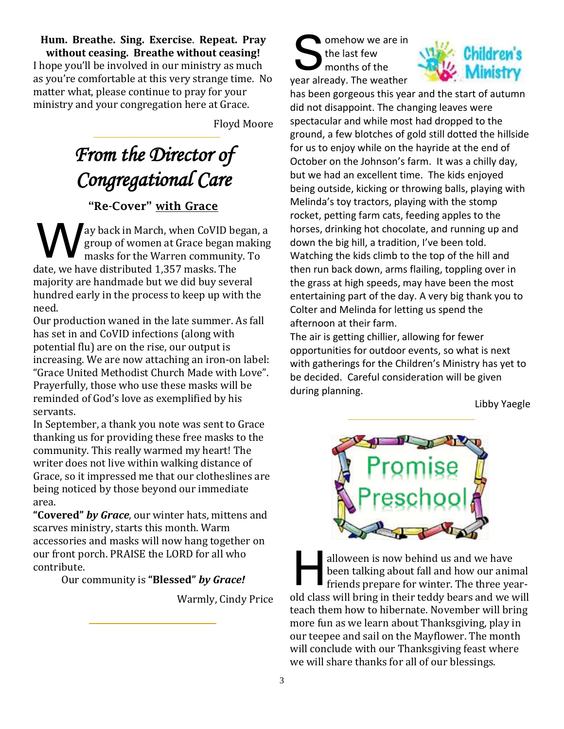**Hum. Breathe. Sing. Exercise. Repeat. Pray without ceasing. Breathe without ceasing!**

I hope you'll be involved in our ministry as much as you're comfortable at this very strange time. No matter what, please continue to pray for your ministry and your congregation here at Grace.

Floyd Moore

# *From the Director of Congregational Care*

## "Re-Cover" with Grace

Way back in March, when CoVID began, a group of women at Grace began making masks for the Warren community. To date, we have distributed 1,357 masks. The majority are handmade but we did buy several hundred early in the process to keep up with the need.

Our production waned in the late summer. As fall has set in and CoVID infections (along with potential flu) are on the rise, our output is increasing. We are now attaching an iron-on label: "Grace United Methodist Church Made with Love". Prayerfully, those who use these masks will be reminded of God's love as exemplified by his servants.

In September, a thank you note was sent to Grace thanking us for providing these free masks to the community. This really warmed my heart! The writer does not live within walking distance of Grace, so it impressed me that our clotheslines are being noticed by those beyond our immediate area.

**"Covered"** ***by Grace***, our winter hats, mittens and scarves ministry, starts this month. Warm accessories and masks will now hang together on our front porch. PRAISE the LORD for all who contribute.

Our community is **"Blessed"** ***by Grace!***

Warmly, Cindy Price

## Children's Ministry

Somehow we are in the last few months of the year already. The weather has been gorgeous this year and the start of autumn did not disappoint. The changing leaves were spectacular and while most had dropped to the ground, a few blotches of gold still dotted the hillside for us to enjoy while on the hayride at the end of October on the Johnson's farm. It was a chilly day, but we had an excellent time. The kids enjoyed being outside, kicking or throwing balls, playing with Melinda's toy tractors, playing with the stomp rocket, petting farm cats, feeding apples to the horses, drinking hot chocolate, and running up and down the big hill, a tradition, I've been told. Watching the kids climb to the top of the hill and then run back down, arms flailing, toppling over in the grass at high speeds, may have been the most entertaining part of the day. A very big thank you to Colter and Melinda for letting us spend the afternoon at their farm.

The air is getting chillier, allowing for fewer opportunities for outdoor events, so what is next with gatherings for the Children's Ministry has yet to be decided. Careful consideration will be given during planning.

Libby Yaegle

## Promise Preschool

Halloween is now behind us and we have been talking about fall and how our animal friends prepare for winter. The three year-old class will bring in their teddy bears and we will teach them how to hibernate. November will bring more fun as we learn about Thanksgiving, play in our teepee and sail on the Mayflower. The month will conclude with our Thanksgiving feast where we will share thanks for all of our blessings.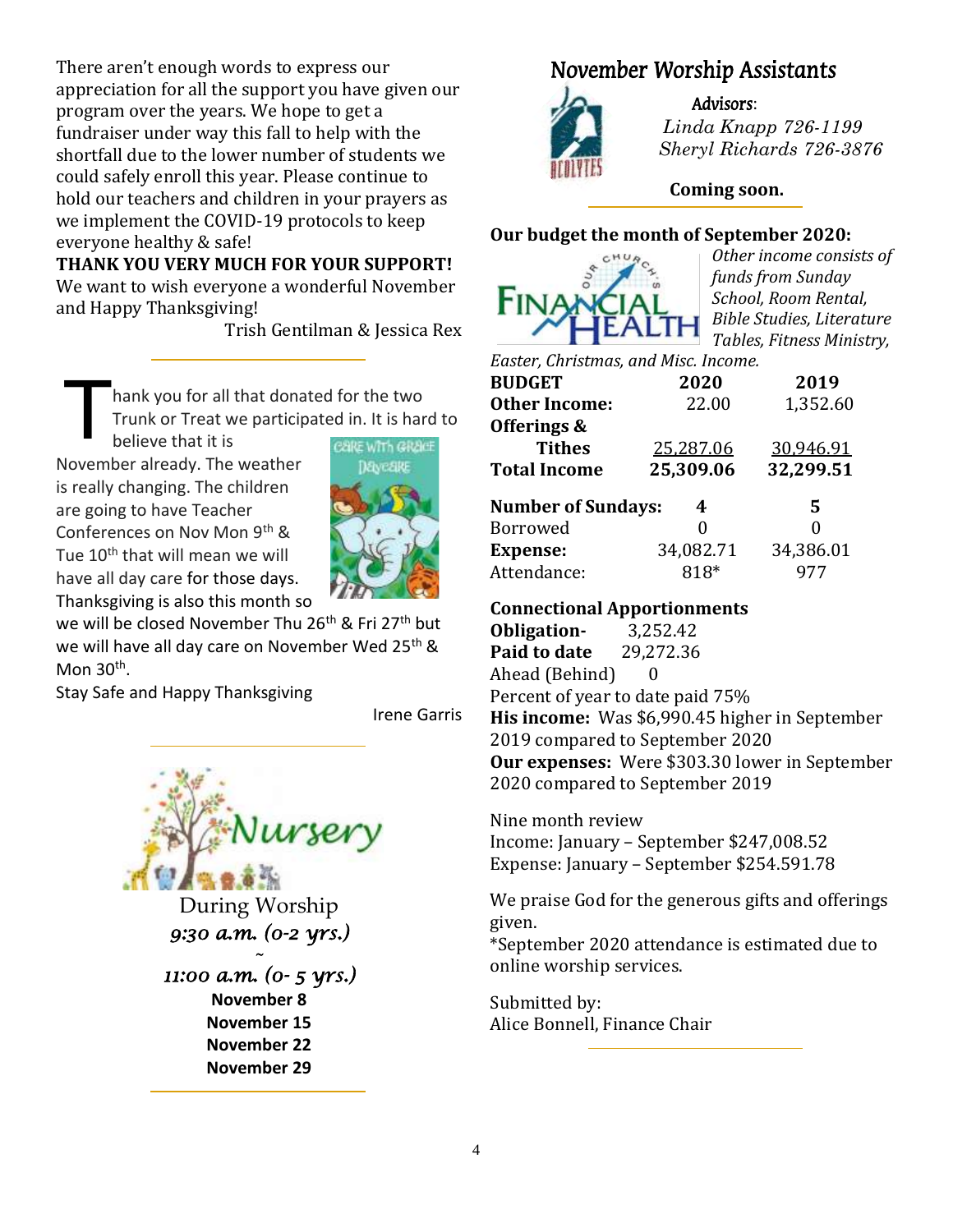There aren't enough words to express our appreciation for all the support you have given our program over the years. We hope to get a fundraiser under way this fall to help with the shortfall due to the lower number of students we could safely enroll this year. Please continue to hold our teachers and children in your prayers as we implement the COVID-19 protocols to keep everyone healthy & safe!

**THANK YOU VERY MUCH FOR YOUR SUPPORT!**

We want to wish everyone a wonderful November and Happy Thanksgiving!

Trish Gentilman & Jessica Rex

---

Thank you for all that donated for the two Trunk or Treat we participated in. It is hard to believe that it is November already. The weather is really changing. The children are going to have Teacher Conferences on Nov Mon 9th & Tue 10th that will mean we will have all day care for those days. Thanksgiving is also this month so we will be closed November Thu 26th & Fri 27th but we will have all day care on November Wed 25th & Mon 30th.

Stay Safe and Happy Thanksgiving

Irene Garris

---

## Nursery

During Worship
*9:30 a.m. (0-2 yrs.)*
~
*11:00 a.m. (0- 5 yrs.)*

**November 8**
**November 15**
**November 22**
**November 29**

---

## November Worship Assistants

**Advisors:**
*Linda Knapp 726-1199*
*Sheryl Richards 726-3876*

**Coming soon.**

---

**Our budget the month of September 2020:**

*Other income consists of funds from Sunday School, Room Rental, Bible Studies, Literature Tables, Fitness Ministry, Easter, Christmas, and Misc. Income.*

| **BUDGET** | **2020** | **2019** |
|---|---|---|
| **Other Income:** | 22.00 | 1,352.60 |
| **Offerings & Tithes** | 25,287.06 | 30,946.91 |
| **Total Income** | **25,309.06** | **32,299.51** |
| **Number of Sundays:** | **4** | **5** |
| Borrowed | 0 | 0 |
| **Expense:** | 34,082.71 | 34,386.01 |
| Attendance: | 818* | 977 |

**Connectional Apportionments**
**Obligation-** 3,252.42
**Paid to date** 29,272.36
Ahead (Behind) 0
Percent of year to date paid 75%

**His income:** Was $6,990.45 higher in September 2019 compared to September 2020

**Our expenses:** Were $303.30 lower in September 2020 compared to September 2019

Nine month review
Income: January – September $247,008.52
Expense: January – September $254.591.78

We praise God for the generous gifts and offerings given.

*September 2020 attendance is estimated due to online worship services.

Submitted by:
Alice Bonnell, Finance Chair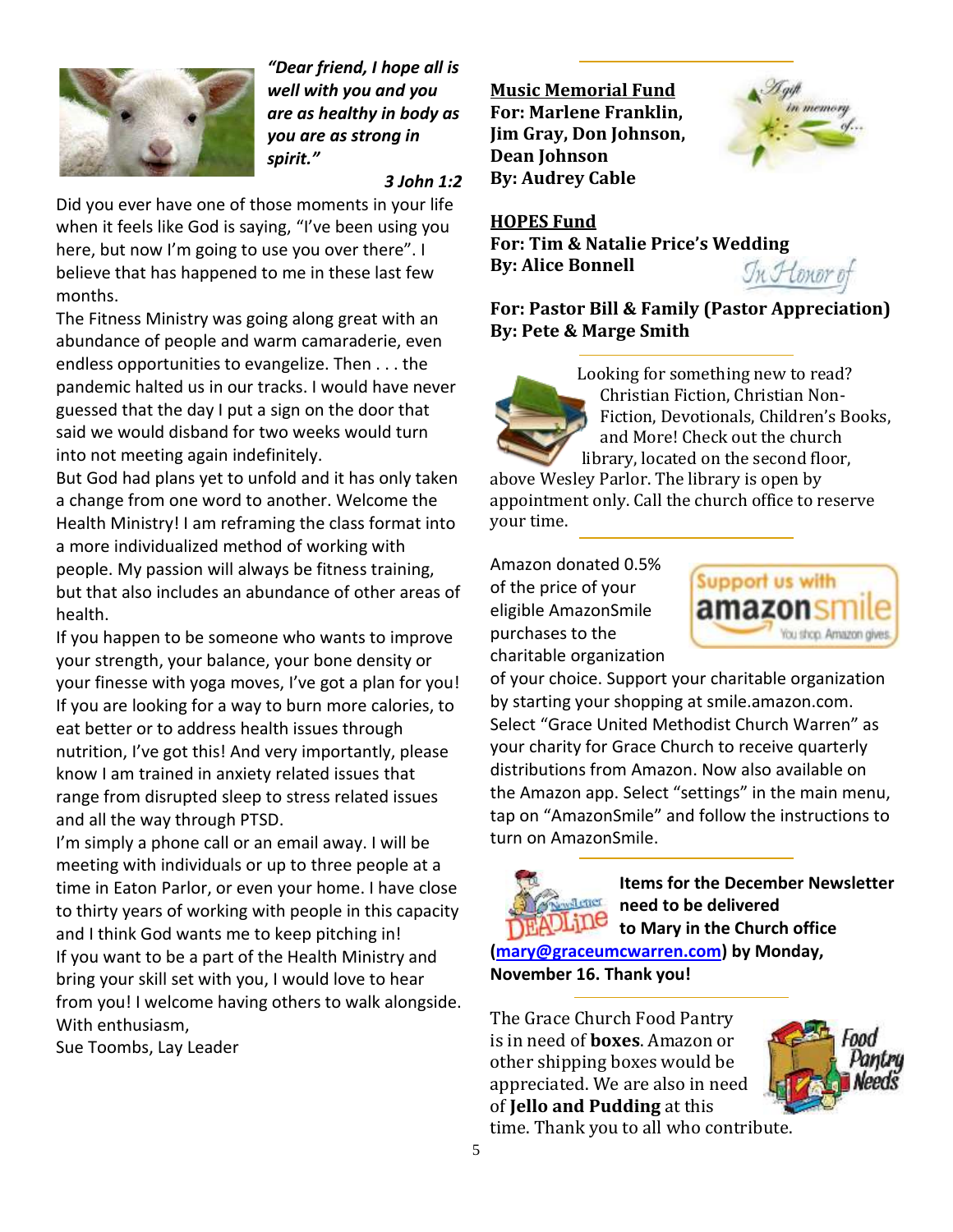***"Dear friend, I hope all is well with you and you are as healthy in body as you are as strong in spirit."***

***3 John 1:2***

Did you ever have one of those moments in your life when it feels like God is saying, "I've been using you here, but now I'm going to use you over there". I believe that has happened to me in these last few months.

The Fitness Ministry was going along great with an abundance of people and warm camaraderie, even endless opportunities to evangelize. Then . . . the pandemic halted us in our tracks. I would have never guessed that the day I put a sign on the door that said we would disband for two weeks would turn into not meeting again indefinitely.

But God had plans yet to unfold and it has only taken a change from one word to another. Welcome the Health Ministry! I am reframing the class format into a more individualized method of working with people. My passion will always be fitness training, but that also includes an abundance of other areas of health.

If you happen to be someone who wants to improve your strength, your balance, your bone density or your finesse with yoga moves, I've got a plan for you! If you are looking for a way to burn more calories, to eat better or to address health issues through nutrition, I've got this! And very importantly, please know I am trained in anxiety related issues that range from disrupted sleep to stress related issues and all the way through PTSD.

I'm simply a phone call or an email away. I will be meeting with individuals or up to three people at a time in Eaton Parlor, or even your home. I have close to thirty years of working with people in this capacity and I think God wants me to keep pitching in!

If you want to be a part of the Health Ministry and bring your skill set with you, I would love to hear from you! I welcome having others to walk alongside.

With enthusiasm,

Sue Toombs, Lay Leader

---

**Music Memorial Fund**
**For: Marlene Franklin, Jim Gray, Don Johnson, Dean Johnson**
**By: Audrey Cable**

**HOPES Fund**
**For: Tim & Natalie Price's Wedding**
**By: Alice Bonnell**

**For: Pastor Bill & Family (Pastor Appreciation)**
**By: Pete & Marge Smith**

---

Looking for something new to read? Christian Fiction, Christian Non-Fiction, Devotionals, Children's Books, and More! Check out the church library, located on the second floor, above Wesley Parlor. The library is open by appointment only. Call the church office to reserve your time.

---

Amazon donated 0.5% of the price of your eligible AmazonSmile purchases to the charitable organization of your choice. Support your charitable organization by starting your shopping at smile.amazon.com. Select "Grace United Methodist Church Warren" as your charity for Grace Church to receive quarterly distributions from Amazon. Now also available on the Amazon app. Select "settings" in the main menu, tap on "AmazonSmile" and follow the instructions to turn on AmazonSmile.

---

**Items for the December Newsletter need to be delivered to Mary in the Church office ([mary@graceumcwarren.com](mailto:mary@graceumcwarren.com)) by Monday, November 16. Thank you!**

---

The Grace Church Food Pantry is in need of **boxes**. Amazon or other shipping boxes would be appreciated. We are also in need of **Jello and Pudding** at this time. Thank you to all who contribute.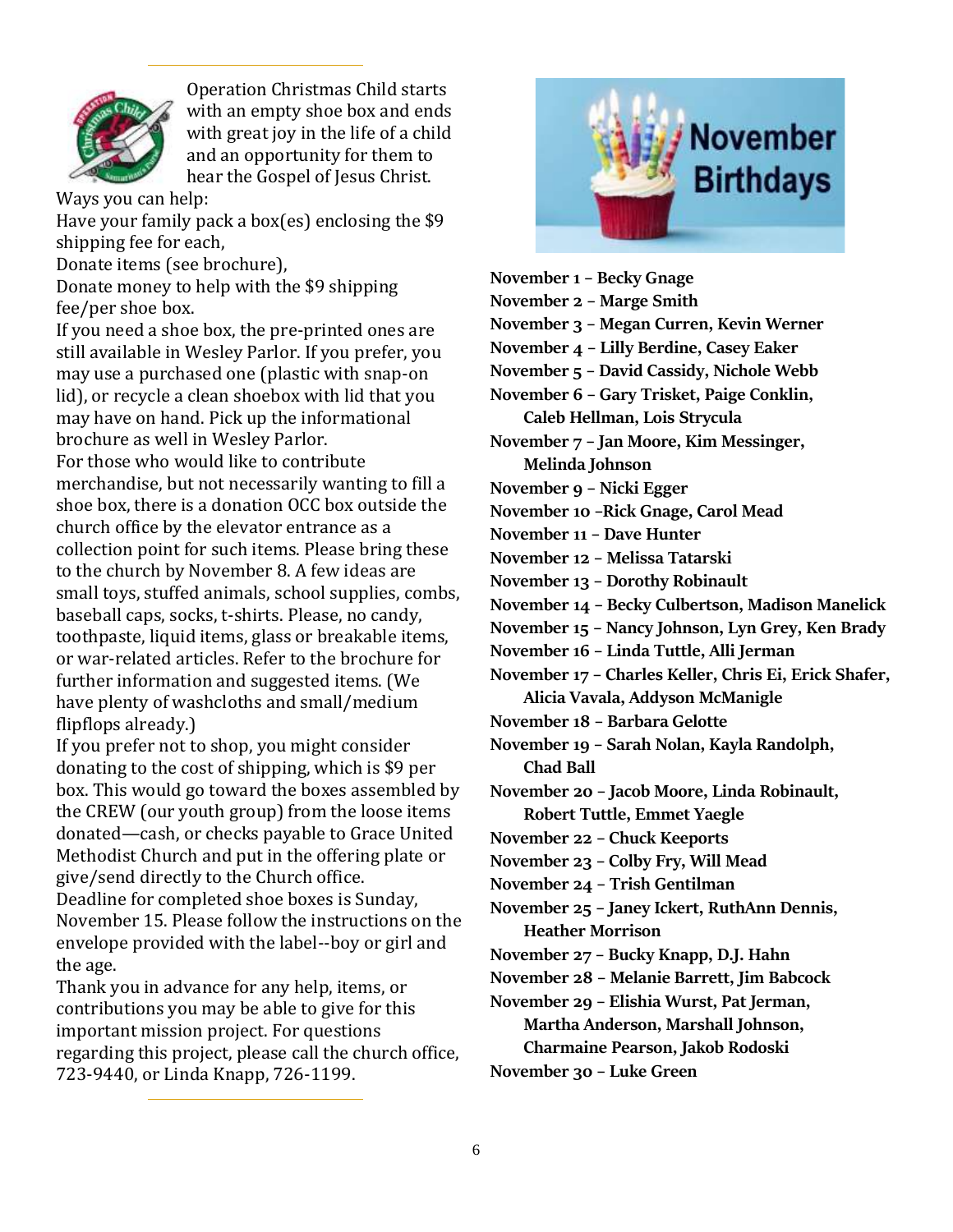Operation Christmas Child starts with an empty shoe box and ends with great joy in the life of a child and an opportunity for them to hear the Gospel of Jesus Christ.

Ways you can help:

Have your family pack a box(es) enclosing the $9 shipping fee for each,

Donate items (see brochure),

Donate money to help with the $9 shipping fee/per shoe box.

If you need a shoe box, the pre-printed ones are still available in Wesley Parlor. If you prefer, you may use a purchased one (plastic with snap-on lid), or recycle a clean shoebox with lid that you may have on hand. Pick up the informational brochure as well in Wesley Parlor.

For those who would like to contribute merchandise, but not necessarily wanting to fill a shoe box, there is a donation OCC box outside the church office by the elevator entrance as a collection point for such items. Please bring these to the church by November 8. A few ideas are small toys, stuffed animals, school supplies, combs, baseball caps, socks, t-shirts. Please, no candy, toothpaste, liquid items, glass or breakable items, or war-related articles. Refer to the brochure for further information and suggested items. (We have plenty of washcloths and small/medium flipflops already.)

If you prefer not to shop, you might consider donating to the cost of shipping, which is $9 per box. This would go toward the boxes assembled by the CREW (our youth group) from the loose items donated—cash, or checks payable to Grace United Methodist Church and put in the offering plate or give/send directly to the Church office.

Deadline for completed shoe boxes is Sunday, November 15. Please follow the instructions on the envelope provided with the label--boy or girl and the age.

Thank you in advance for any help, items, or contributions you may be able to give for this important mission project. For questions regarding this project, please call the church office, 723-9440, or Linda Knapp, 726-1199.

# November Birthdays

**November 1 – Becky Gnage**
**November 2 – Marge Smith**
**November 3 – Megan Curren, Kevin Werner**
**November 4 – Lilly Berdine, Casey Eaker**
**November 5 – David Cassidy, Nichole Webb**
**November 6 – Gary Trisket, Paige Conklin, Caleb Hellman, Lois Strycula**
**November 7 – Jan Moore, Kim Messinger, Melinda Johnson**
**November 9 – Nicki Egger**
**November 10 –Rick Gnage, Carol Mead**
**November 11 – Dave Hunter**
**November 12 – Melissa Tatarski**
**November 13 – Dorothy Robinault**
**November 14 – Becky Culbertson, Madison Manelick**
**November 15 – Nancy Johnson, Lyn Grey, Ken Brady**
**November 16 – Linda Tuttle, Alli Jerman**
**November 17 – Charles Keller, Chris Ei, Erick Shafer, Alicia Vavala, Addyson McManigle**
**November 18 – Barbara Gelotte**
**November 19 – Sarah Nolan, Kayla Randolph, Chad Ball**
**November 20 – Jacob Moore, Linda Robinault, Robert Tuttle, Emmet Yaegle**
**November 22 – Chuck Keeports**
**November 23 – Colby Fry, Will Mead**
**November 24 – Trish Gentilman**
**November 25 – Janey Ickert, RuthAnn Dennis, Heather Morrison**
**November 27 – Bucky Knapp, D.J. Hahn**
**November 28 – Melanie Barrett, Jim Babcock**
**November 29 – Elishia Wurst, Pat Jerman, Martha Anderson, Marshall Johnson, Charmaine Pearson, Jakob Rodoski**
**November 30 – Luke Green**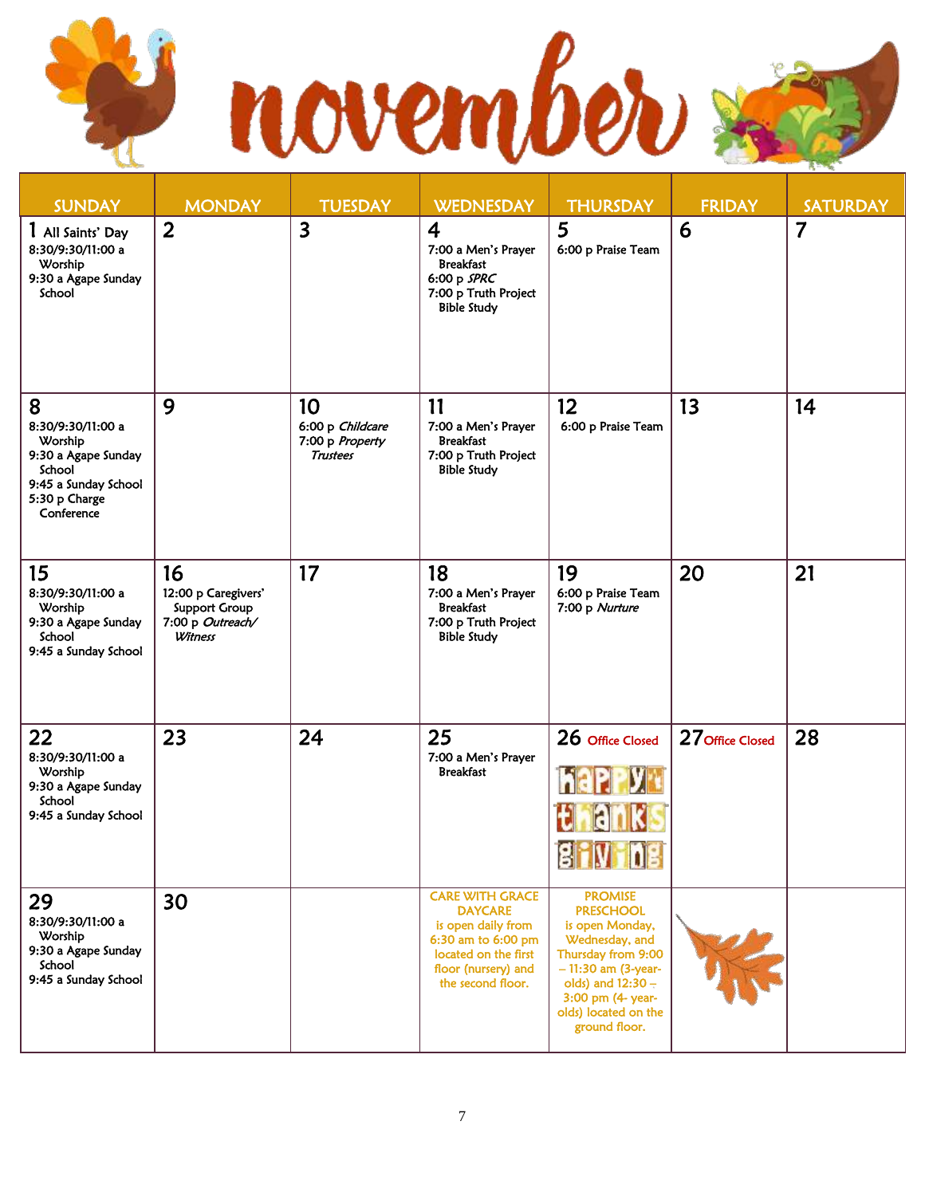# november

| SUNDAY | MONDAY | TUESDAY | WEDNESDAY | THURSDAY | FRIDAY | SATURDAY |
|---|---|---|---|---|---|---|
| **1** All Saints' Day<br>8:30/9:30/11:00 a Worship<br>9:30 a Agape Sunday School | **2** | **3** | **4**<br>7:00 a Men's Prayer Breakfast<br>6:00 p *SPRC*<br>7:00 p Truth Project Bible Study | **5**<br>6:00 p Praise Team | **6** | **7** |
| **8**<br>8:30/9:30/11:00 a Worship<br>9:30 a Agape Sunday School<br>9:45 a Sunday School<br>5:30 p Charge Conference | **9** | **10**<br>6:00 p *Childcare*<br>7:00 p *Property Trustees* | **11**<br>7:00 a Men's Prayer Breakfast<br>7:00 p Truth Project Bible Study | **12**<br>6:00 p Praise Team | **13** | **14** |
| **15**<br>8:30/9:30/11:00 a Worship<br>9:30 a Agape Sunday School<br>9:45 a Sunday School | **16**<br>12:00 p Caregivers' Support Group<br>7:00 p *Outreach/ Witness* | **17** | **18**<br>7:00 a Men's Prayer Breakfast<br>7:00 p Truth Project Bible Study | **19**<br>6:00 p Praise Team<br>7:00 p *Nurture* | **20** | **21** |
| **22**<br>8:30/9:30/11:00 a Worship<br>9:30 a Agape Sunday School<br>9:45 a Sunday School | **23** | **24** | **25**<br>7:00 a Men's Prayer Breakfast | **26** Office Closed<br>happy thanks giving | **27** Office Closed | **28** |
| **29**<br>8:30/9:30/11:00 a Worship<br>9:30 a Agape Sunday School<br>9:45 a Sunday School | **30** | | CARE WITH GRACE DAYCARE is open daily from 6:30 am to 6:00 pm located on the first floor (nursery) and the second floor. | PROMISE PRESCHOOL is open Monday, Wednesday, and Thursday from 9:00 – 11:30 am (3-year-olds) and 12:30 – 3:00 pm (4- year-olds) located on the ground floor. | | |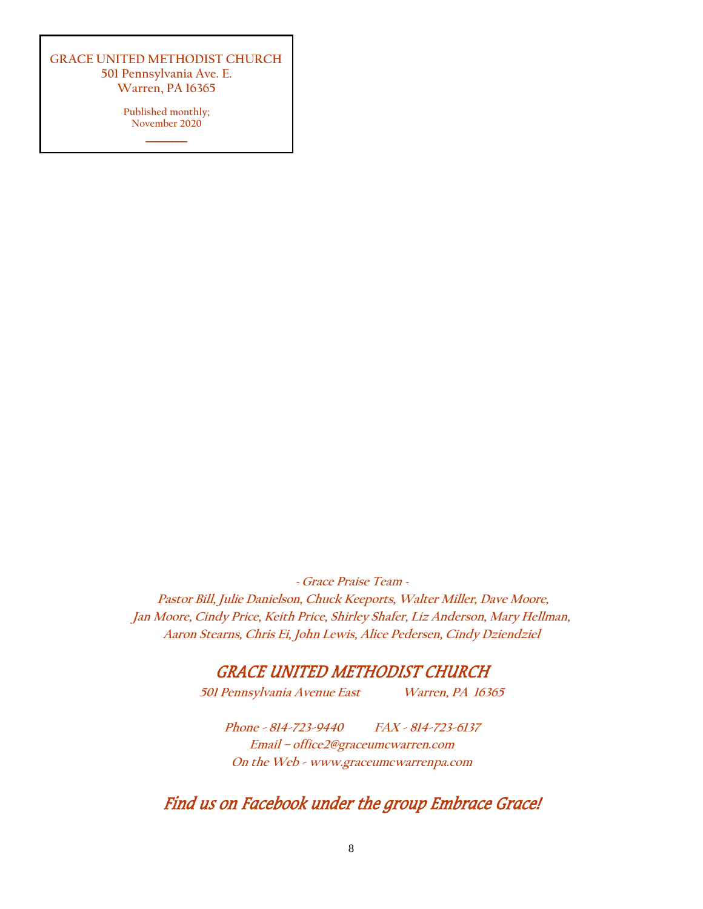GRACE UNITED METHODIST CHURCH
501 Pennsylvania Ave. E.
Warren, PA 16365

Published monthly;
November 2020

**~ Grace Praise Team ~**

**Pastor Bill, Julie Danielson, Chuck Keeports, Walter Miller, Dave Moore, Jan Moore, Cindy Price, Keith Price, Shirley Shafer, Liz Anderson, Mary Hellman, Aaron Stearns, Chris Ei, John Lewis, Alice Pedersen, Cindy Dziendziel**

## GRACE UNITED METHODIST CHURCH

*501 Pennsylvania Avenue East   Warren, PA 16365*

*Phone - 814-723-9440   FAX - 814-723-6137*
*Email – office2@graceumcwarren.com*
*On the Web - www.graceumcwarrenpa.com*

*Find us on Facebook under the group Embrace Grace!*